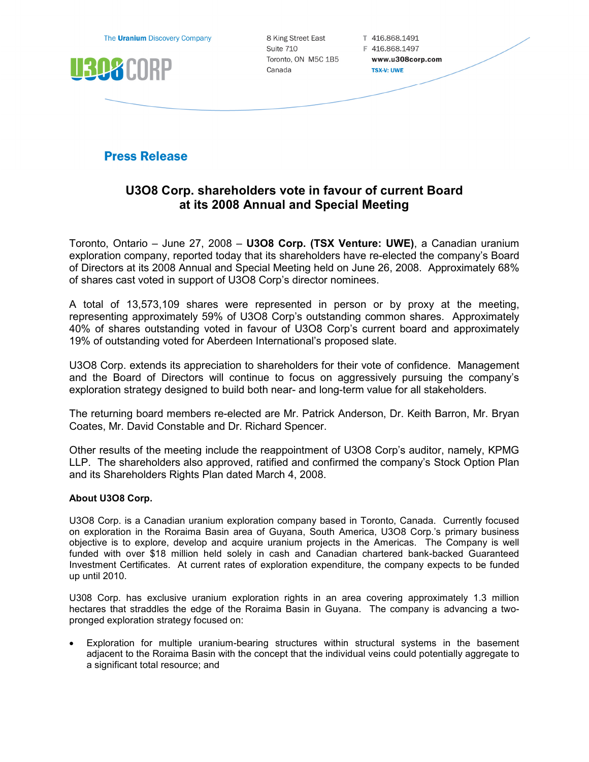The Uranium Discovery Company

U3O8 CORP

8 King Street East
Suite 710
Toronto, ON M5C 1B5
Canada

T 416.868.1491
F 416.868.1497
www.u308corp.com
TSX-V: UWE

## Press Release

# U3O8 Corp. shareholders vote in favour of current Board at its 2008 Annual and Special Meeting

Toronto, Ontario – June 27, 2008 – **U3O8 Corp. (TSX Venture: UWE)**, a Canadian uranium exploration company, reported today that its shareholders have re-elected the company's Board of Directors at its 2008 Annual and Special Meeting held on June 26, 2008. Approximately 68% of shares cast voted in support of U3O8 Corp's director nominees.

A total of 13,573,109 shares were represented in person or by proxy at the meeting, representing approximately 59% of U3O8 Corp's outstanding common shares. Approximately 40% of shares outstanding voted in favour of U3O8 Corp's current board and approximately 19% of outstanding voted for Aberdeen International's proposed slate.

U3O8 Corp. extends its appreciation to shareholders for their vote of confidence. Management and the Board of Directors will continue to focus on aggressively pursuing the company's exploration strategy designed to build both near- and long-term value for all stakeholders.

The returning board members re-elected are Mr. Patrick Anderson, Dr. Keith Barron, Mr. Bryan Coates, Mr. David Constable and Dr. Richard Spencer.

Other results of the meeting include the reappointment of U3O8 Corp's auditor, namely, KPMG LLP. The shareholders also approved, ratified and confirmed the company's Stock Option Plan and its Shareholders Rights Plan dated March 4, 2008.

**About U3O8 Corp.**

U3O8 Corp. is a Canadian uranium exploration company based in Toronto, Canada. Currently focused on exploration in the Roraima Basin area of Guyana, South America, U3O8 Corp.'s primary business objective is to explore, develop and acquire uranium projects in the Americas. The Company is well funded with over $18 million held solely in cash and Canadian chartered bank-backed Guaranteed Investment Certificates. At current rates of exploration expenditure, the company expects to be funded up until 2010.

U308 Corp. has exclusive uranium exploration rights in an area covering approximately 1.3 million hectares that straddles the edge of the Roraima Basin in Guyana. The company is advancing a two-pronged exploration strategy focused on:

- Exploration for multiple uranium-bearing structures within structural systems in the basement adjacent to the Roraima Basin with the concept that the individual veins could potentially aggregate to a significant total resource; and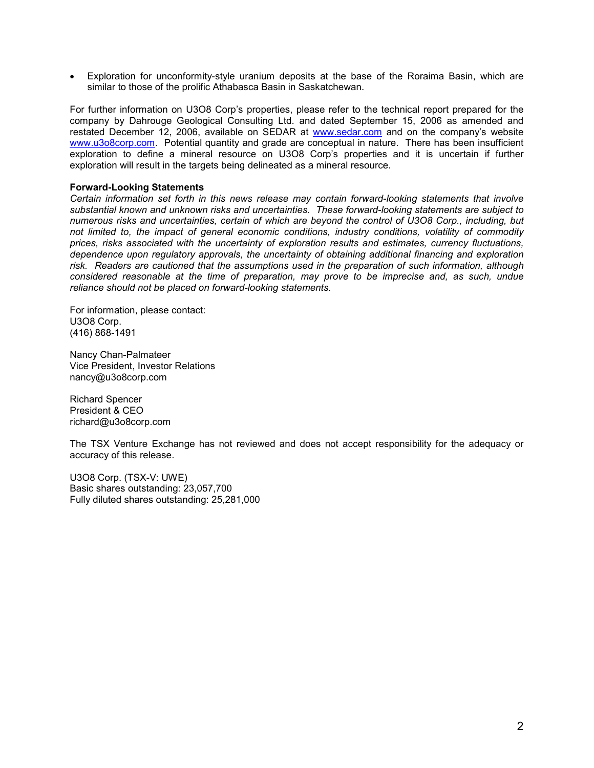- Exploration for unconformity-style uranium deposits at the base of the Roraima Basin, which are similar to those of the prolific Athabasca Basin in Saskatchewan.

For further information on U3O8 Corp's properties, please refer to the technical report prepared for the company by Dahrouge Geological Consulting Ltd. and dated September 15, 2006 as amended and restated December 12, 2006, available on SEDAR at www.sedar.com and on the company's website www.u3o8corp.com. Potential quantity and grade are conceptual in nature. There has been insufficient exploration to define a mineral resource on U3O8 Corp's properties and it is uncertain if further exploration will result in the targets being delineated as a mineral resource.

**Forward-Looking Statements**

*Certain information set forth in this news release may contain forward-looking statements that involve substantial known and unknown risks and uncertainties. These forward-looking statements are subject to numerous risks and uncertainties, certain of which are beyond the control of U3O8 Corp., including, but not limited to, the impact of general economic conditions, industry conditions, volatility of commodity prices, risks associated with the uncertainty of exploration results and estimates, currency fluctuations, dependence upon regulatory approvals, the uncertainty of obtaining additional financing and exploration risk. Readers are cautioned that the assumptions used in the preparation of such information, although considered reasonable at the time of preparation, may prove to be imprecise and, as such, undue reliance should not be placed on forward-looking statements.*

For information, please contact:
U3O8 Corp.
(416) 868-1491

Nancy Chan-Palmateer
Vice President, Investor Relations
nancy@u3o8corp.com

Richard Spencer
President & CEO
richard@u3o8corp.com

The TSX Venture Exchange has not reviewed and does not accept responsibility for the adequacy or accuracy of this release.

U3O8 Corp. (TSX-V: UWE)
Basic shares outstanding: 23,057,700
Fully diluted shares outstanding: 25,281,000